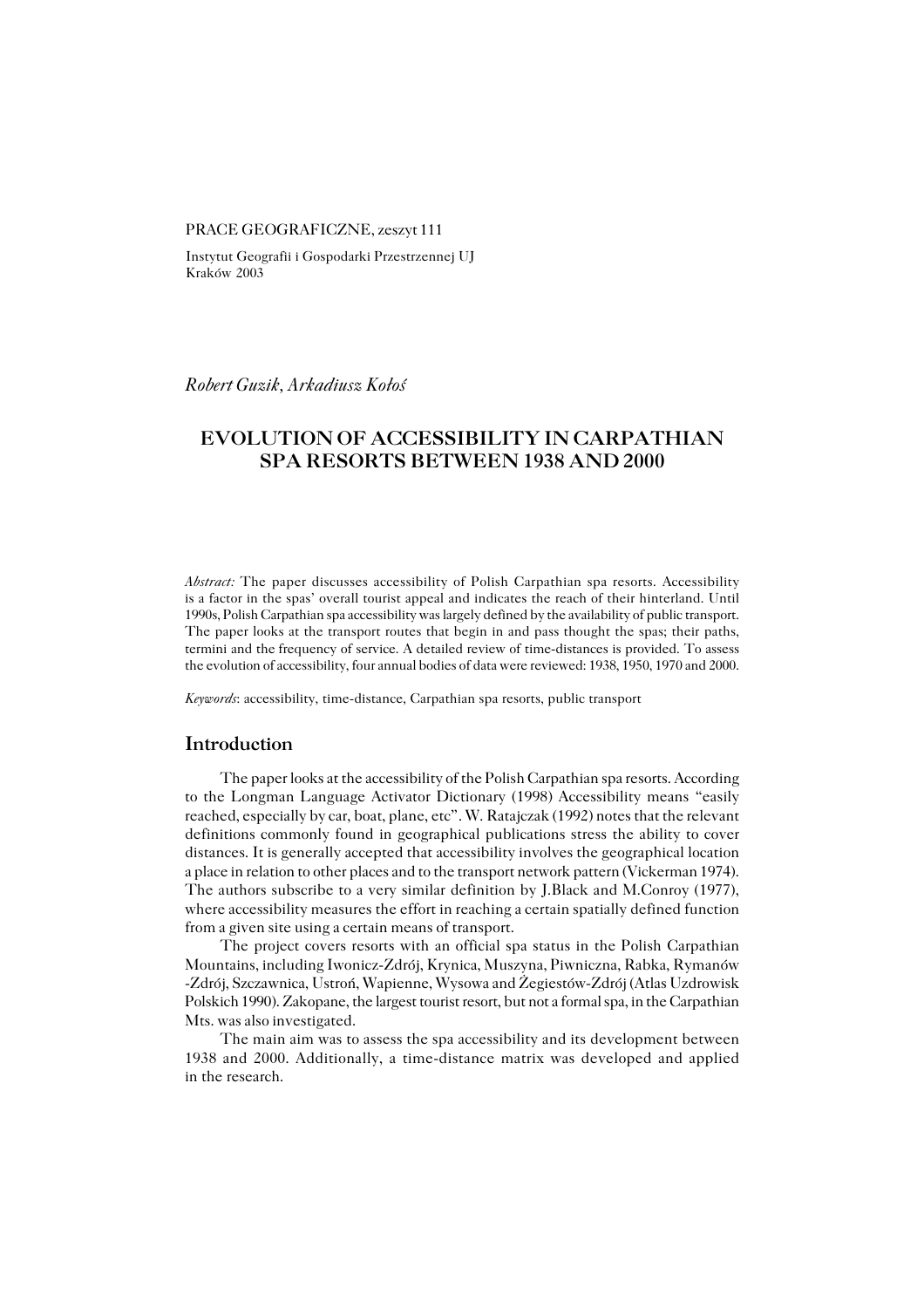PRACE GEOGRAFICZNE, zeszyt 111

Instytut Geografii i Gospodarki Przestrzennej UJ
Kraków 2003

*Robert Guzik, Arkadiusz Kołoś*

# EVOLUTION OF ACCESSIBILITY IN CARPATHIAN SPA RESORTS BETWEEN 1938 AND 2000

*Abstract:* The paper discusses accessibility of Polish Carpathian spa resorts. Accessibility is a factor in the spas' overall tourist appeal and indicates the reach of their hinterland. Until 1990s, Polish Carpathian spa accessibility was largely defined by the availability of public transport. The paper looks at the transport routes that begin in and pass thought the spas; their paths, termini and the frequency of service. A detailed review of time-distances is provided. To assess the evolution of accessibility, four annual bodies of data were reviewed: 1938, 1950, 1970 and 2000.

*Keywords*: accessibility, time-distance, Carpathian spa resorts, public transport

## Introduction

The paper looks at the accessibility of the Polish Carpathian spa resorts. According to the Longman Language Activator Dictionary (1998) Accessibility means "easily reached, especially by car, boat, plane, etc". W. Ratajczak (1992) notes that the relevant definitions commonly found in geographical publications stress the ability to cover distances. It is generally accepted that accessibility involves the geographical location a place in relation to other places and to the transport network pattern (Vickerman 1974). The authors subscribe to a very similar definition by J.Black and M.Conroy (1977), where accessibility measures the effort in reaching a certain spatially defined function from a given site using a certain means of transport.

The project covers resorts with an official spa status in the Polish Carpathian Mountains, including Iwonicz-Zdrój, Krynica, Muszyna, Piwniczna, Rabka, Rymanów -Zdrój, Szczawnica, Ustroń, Wapienne, Wysowa and Żegiestów-Zdrój (Atlas Uzdrowisk Polskich 1990). Zakopane, the largest tourist resort, but not a formal spa, in the Carpathian Mts. was also investigated.

The main aim was to assess the spa accessibility and its development between 1938 and 2000. Additionally, a time-distance matrix was developed and applied in the research.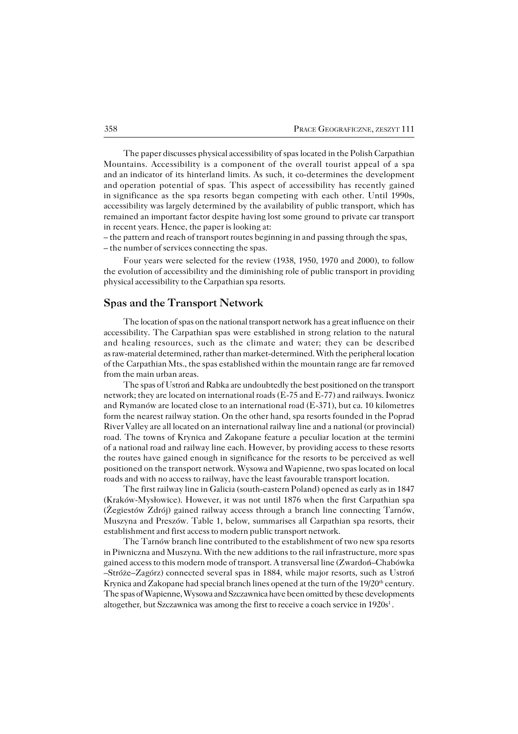The paper discusses physical accessibility of spas located in the Polish Carpathian Mountains. Accessibility is a component of the overall tourist appeal of a spa and an indicator of its hinterland limits. As such, it co-determines the development and operation potential of spas. This aspect of accessibility has recently gained in significance as the spa resorts began competing with each other. Until 1990s, accessibility was largely determined by the availability of public transport, which has remained an important factor despite having lost some ground to private car transport in recent years. Hence, the paper is looking at:

– the pattern and reach of transport routes beginning in and passing through the spas,
– the number of services connecting the spas.

Four years were selected for the review (1938, 1950, 1970 and 2000), to follow the evolution of accessibility and the diminishing role of public transport in providing physical accessibility to the Carpathian spa resorts.

## Spas and the Transport Network

The location of spas on the national transport network has a great influence on their accessibility. The Carpathian spas were established in strong relation to the natural and healing resources, such as the climate and water; they can be described as raw-material determined, rather than market-determined. With the peripheral location of the Carpathian Mts., the spas established within the mountain range are far removed from the main urban areas.

The spas of Ustroń and Rabka are undoubtedly the best positioned on the transport network; they are located on international roads (E-75 and E-77) and railways. Iwonicz and Rymanów are located close to an international road (E-371), but ca. 10 kilometres form the nearest railway station. On the other hand, spa resorts founded in the Poprad River Valley are all located on an international railway line and a national (or provincial) road. The towns of Krynica and Zakopane feature a peculiar location at the termini of a national road and railway line each. However, by providing access to these resorts the routes have gained enough in significance for the resorts to be perceived as well positioned on the transport network. Wysowa and Wapienne, two spas located on local roads and with no access to railway, have the least favourable transport location.

The first railway line in Galicia (south-eastern Poland) opened as early as in 1847 (Kraków-Mysłowice). However, it was not until 1876 when the first Carpathian spa (Żegiestów Zdrój) gained railway access through a branch line connecting Tarnów, Muszyna and Preszów. Table 1, below, summarises all Carpathian spa resorts, their establishment and first access to modern public transport network.

The Tarnów branch line contributed to the establishment of two new spa resorts in Piwniczna and Muszyna. With the new additions to the rail infrastructure, more spas gained access to this modern mode of transport. A transversal line (Zwardoń–Chabówka –Stróże–Zagórz) connected several spas in 1884, while major resorts, such as Ustroń Krynica and Zakopane had special branch lines opened at the turn of the 19/20th century. The spas of Wapienne, Wysowa and Szczawnica have been omitted by these developments altogether, but Szczawnica was among the first to receive a coach service in 1920s[1].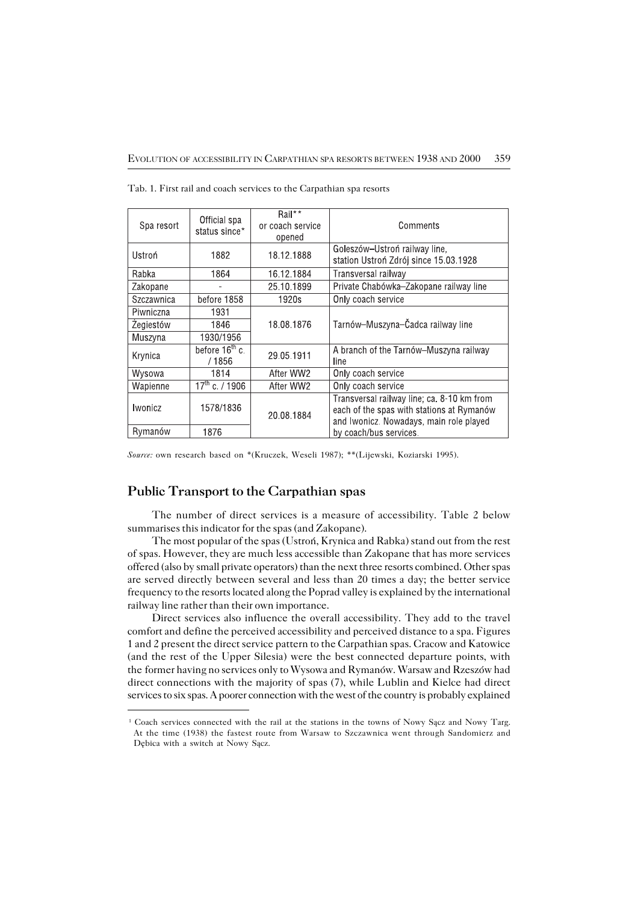Tab. 1. First rail and coach services to the Carpathian spa resorts

| Spa resort | Official spa status since* | Rail** or coach service opened | Comments |
| --- | --- | --- | --- |
| Ustroń | 1882 | 18.12.1888 | Goleszów–Ustroń railway line, station Ustroń Zdrój since 15.03.1928 |
| Rabka | 1864 | 16.12.1884 | Transversal railway |
| Zakopane | - | 25.10.1899 | Private Chabówka–Zakopane railway line |
| Szczawnica | before 1858 | 1920s | Only coach service |
| Piwniczna | 1931 | 18.08.1876 | Tarnów–Muszyna–Čadca railway line |
| Żegiestów | 1846 | | |
| Muszyna | 1930/1956 | | |
| Krynica | before 16<sup>th</sup> c. / 1856 | 29.05.1911 | A branch of the Tarnów–Muszyna railway line |
| Wysowa | 1814 | After WW2 | Only coach service |
| Wapienne | 17<sup>th</sup> c. / 1906 | After WW2 | Only coach service |
| Iwonicz | 1578/1836 | 20.08.1884 | Transversal railway line; ca. 8-10 km from each of the spas with stations at Rymanów and Iwonicz. Nowadays, main role played by coach/bus services. |
| Rymanów | 1876 | | |

*Source:* own research based on *(Kruczek, Weseli 1987); **(Lijewski, Koziarski 1995).

## Public Transport to the Carpathian spas

The number of direct services is a measure of accessibility. Table 2 below summarises this indicator for the spas (and Zakopane).

The most popular of the spas (Ustroń, Krynica and Rabka) stand out from the rest of spas. However, they are much less accessible than Zakopane that has more services offered (also by small private operators) than the next three resorts combined. Other spas are served directly between several and less than 20 times a day; the better service frequency to the resorts located along the Poprad valley is explained by the international railway line rather than their own importance.

Direct services also influence the overall accessibility. They add to the travel comfort and define the perceived accessibility and perceived distance to a spa. Figures 1 and 2 present the direct service pattern to the Carpathian spas. Cracow and Katowice (and the rest of the Upper Silesia) were the best connected departure points, with the former having no services only to Wysowa and Rymanów. Warsaw and Rzeszów had direct connections with the majority of spas (7), while Lublin and Kielce had direct services to six spas. A poorer connection with the west of the country is probably explained

---

[1] Coach services connected with the rail at the stations in the towns of Nowy Sącz and Nowy Targ. At the time (1938) the fastest route from Warsaw to Szczawnica went through Sandomierz and Dębica with a switch at Nowy Sącz.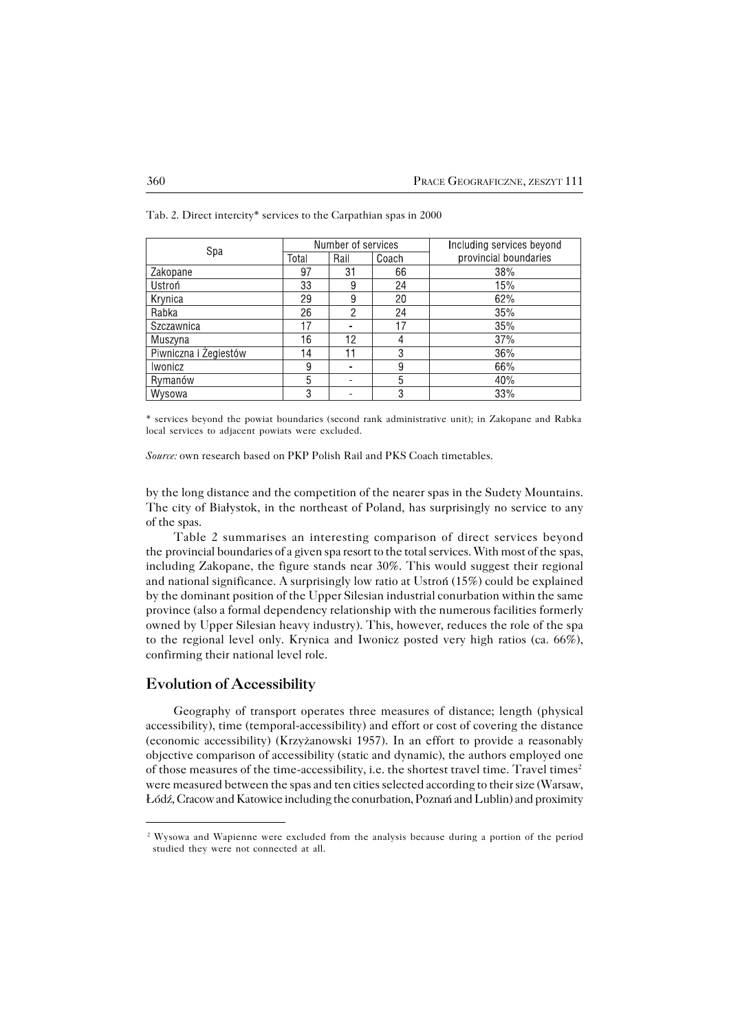Tab. 2. Direct intercity* services to the Carpathian spas in 2000

| Spa | Number of services | | | Including services beyond provincial boundaries |
|---|---|---|---|---|
| | Total | Rail | Coach | |
| Zakopane | 97 | 31 | 66 | 38% |
| Ustroń | 33 | 9 | 24 | 15% |
| Krynica | 29 | 9 | 20 | 62% |
| Rabka | 26 | 2 | 24 | 35% |
| Szczawnica | 17 | - | 17 | 35% |
| Muszyna | 16 | 12 | 4 | 37% |
| Piwniczna i Żegiestów | 14 | 11 | 3 | 36% |
| Iwonicz | 9 | - | 9 | 66% |
| Rymanów | 5 | - | 5 | 40% |
| Wysowa | 3 | - | 3 | 33% |

* services beyond the powiat boundaries (second rank administrative unit); in Zakopane and Rabka local services to adjacent powiats were excluded.

*Source:* own research based on PKP Polish Rail and PKS Coach timetables.

by the long distance and the competition of the nearer spas in the Sudety Mountains. The city of Białystok, in the northeast of Poland, has surprisingly no service to any of the spas.

Table 2 summarises an interesting comparison of direct services beyond the provincial boundaries of a given spa resort to the total services. With most of the spas, including Zakopane, the figure stands near 30%. This would suggest their regional and national significance. A surprisingly low ratio at Ustroń (15%) could be explained by the dominant position of the Upper Silesian industrial conurbation within the same province (also a formal dependency relationship with the numerous facilities formerly owned by Upper Silesian heavy industry). This, however, reduces the role of the spa to the regional level only. Krynica and Iwonicz posted very high ratios (ca. 66%), confirming their national level role.

## Evolution of Accessibility

Geography of transport operates three measures of distance; length (physical accessibility), time (temporal-accessibility) and effort or cost of covering the distance (economic accessibility) (Krzyżanowski 1957). In an effort to provide a reasonably objective comparison of accessibility (static and dynamic), the authors employed one of those measures of the time-accessibility, i.e. the shortest travel time. Travel times[2] were measured between the spas and ten cities selected according to their size (Warsaw, Łódź, Cracow and Katowice including the conurbation, Poznań and Lublin) and proximity

[2] Wysowa and Wapienne were excluded from the analysis because during a portion of the period studied they were not connected at all.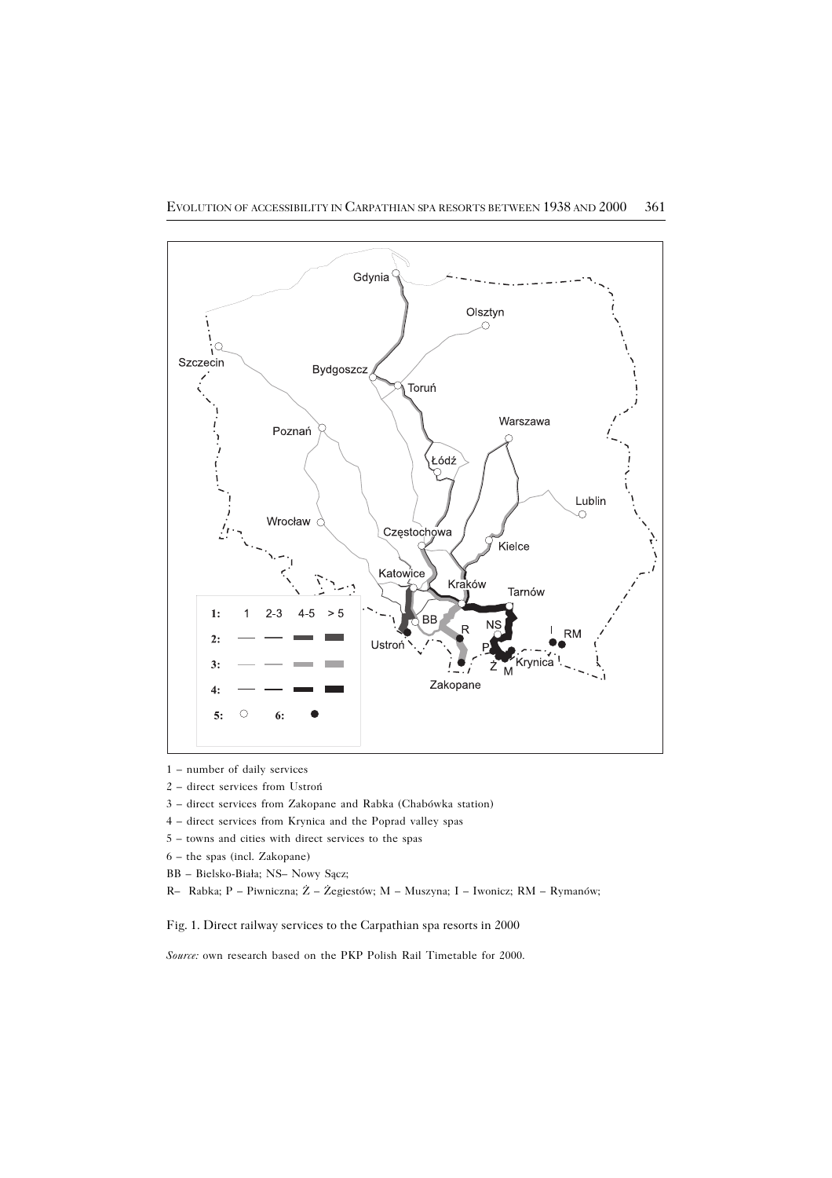1 – number of daily services

2 – direct services from Ustroń

3 – direct services from Zakopane and Rabka (Chabówka station)

4 – direct services from Krynica and the Poprad valley spas

5 – towns and cities with direct services to the spas

6 – the spas (incl. Zakopane)

BB – Bielsko-Biała; NS– Nowy Sącz;

R– Rabka; P – Piwniczna; Ż – Żegiestów; M – Muszyna; I – Iwonicz; RM – Rymanów;

Fig. 1. Direct railway services to the Carpathian spa resorts in 2000

*Source:* own research based on the PKP Polish Rail Timetable for 2000.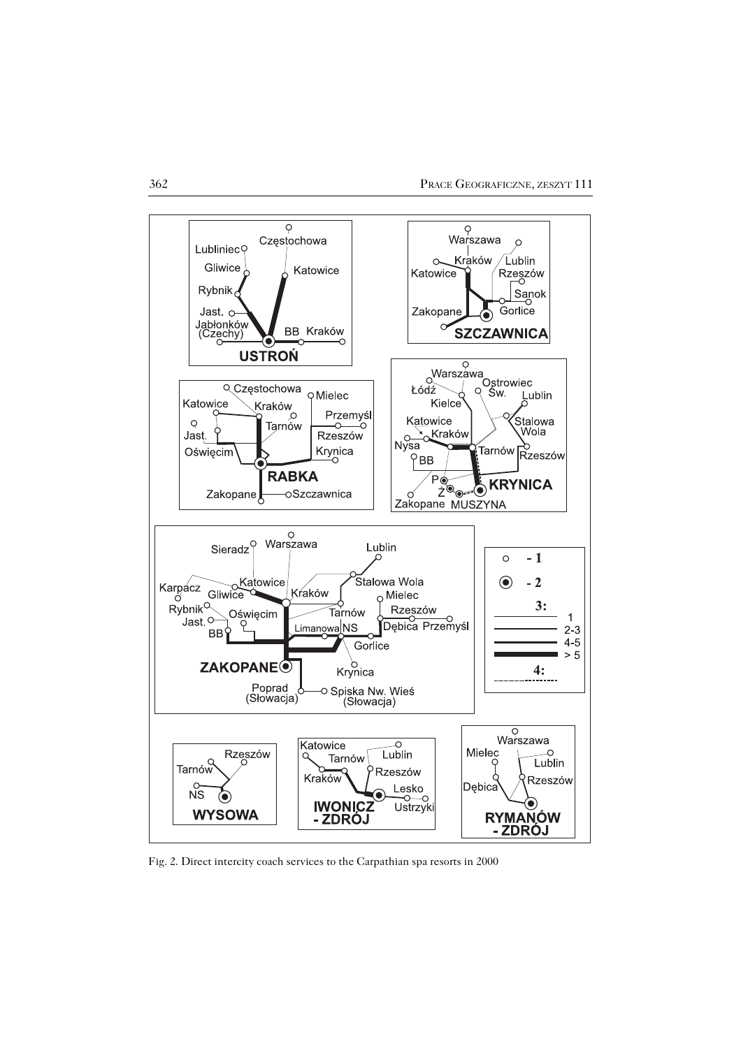Fig. 2. Direct intercity coach services to the Carpathian spa resorts in 2000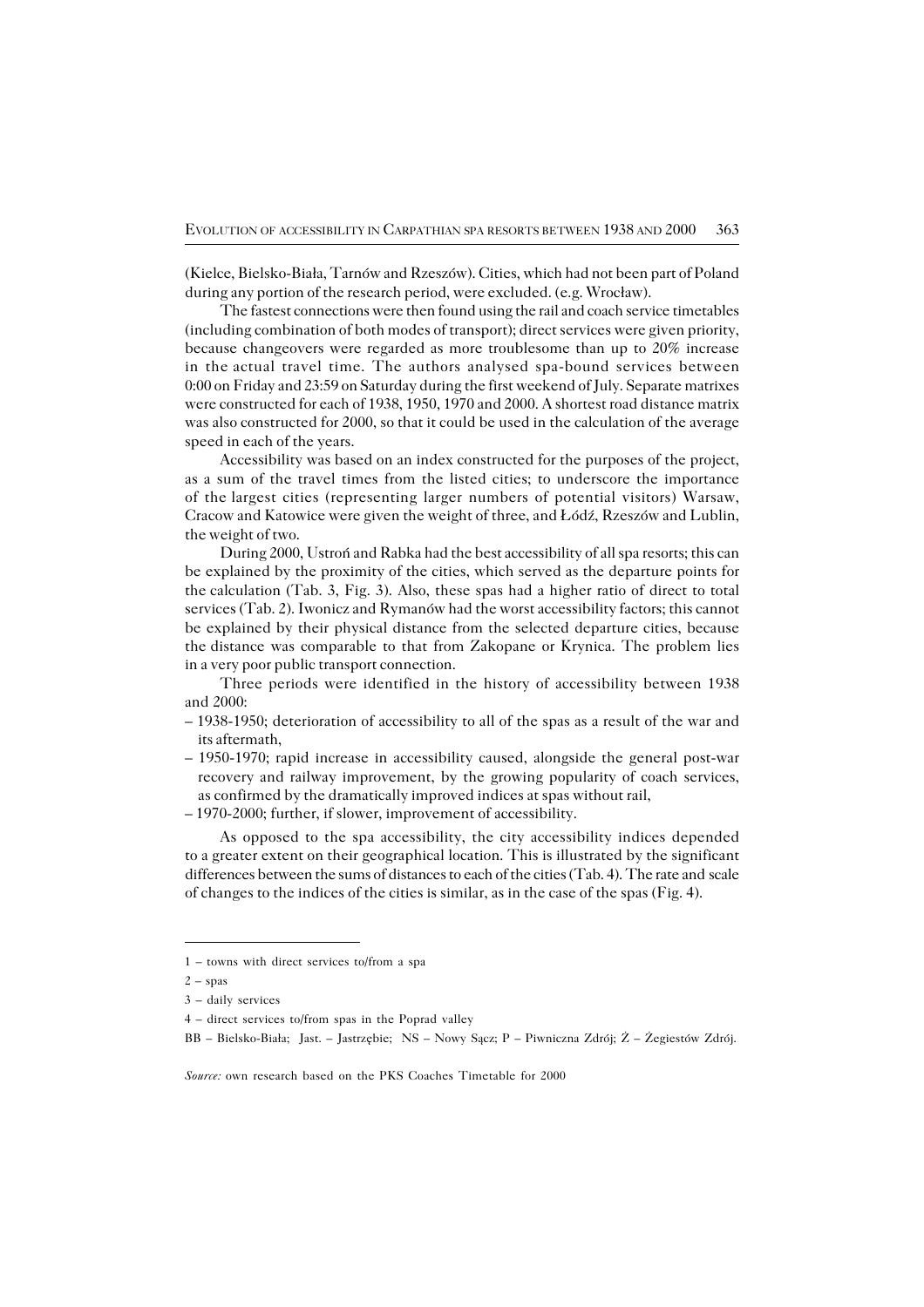(Kielce, Bielsko-Biała, Tarnów and Rzeszów). Cities, which had not been part of Poland during any portion of the research period, were excluded. (e.g. Wrocław).

The fastest connections were then found using the rail and coach service timetables (including combination of both modes of transport); direct services were given priority, because changeovers were regarded as more troublesome than up to 20% increase in the actual travel time. The authors analysed spa-bound services between 0:00 on Friday and 23:59 on Saturday during the first weekend of July. Separate matrixes were constructed for each of 1938, 1950, 1970 and 2000. A shortest road distance matrix was also constructed for 2000, so that it could be used in the calculation of the average speed in each of the years.

Accessibility was based on an index constructed for the purposes of the project, as a sum of the travel times from the listed cities; to underscore the importance of the largest cities (representing larger numbers of potential visitors) Warsaw, Cracow and Katowice were given the weight of three, and Łódź, Rzeszów and Lublin, the weight of two.

During 2000, Ustroń and Rabka had the best accessibility of all spa resorts; this can be explained by the proximity of the cities, which served as the departure points for the calculation (Tab. 3, Fig. 3). Also, these spas had a higher ratio of direct to total services (Tab. 2). Iwonicz and Rymanów had the worst accessibility factors; this cannot be explained by their physical distance from the selected departure cities, because the distance was comparable to that from Zakopane or Krynica. The problem lies in a very poor public transport connection.

Three periods were identified in the history of accessibility between 1938 and 2000:

– 1938-1950; deterioration of accessibility to all of the spas as a result of the war and its aftermath,
– 1950-1970; rapid increase in accessibility caused, alongside the general post-war recovery and railway improvement, by the growing popularity of coach services, as confirmed by the dramatically improved indices at spas without rail,
– 1970-2000; further, if slower, improvement of accessibility.

As opposed to the spa accessibility, the city accessibility indices depended to a greater extent on their geographical location. This is illustrated by the significant differences between the sums of distances to each of the cities (Tab. 4). The rate and scale of changes to the indices of the cities is similar, as in the case of the spas (Fig. 4).

---

1 – towns with direct services to/from a spa

2 – spas

3 – daily services

4 – direct services to/from spas in the Poprad valley

BB – Bielsko-Biała; Jast. – Jastrzębie; NS – Nowy Sącz; P – Piwniczna Zdrój; Ż – Żegiestów Zdrój.

*Source:* own research based on the PKS Coaches Timetable for 2000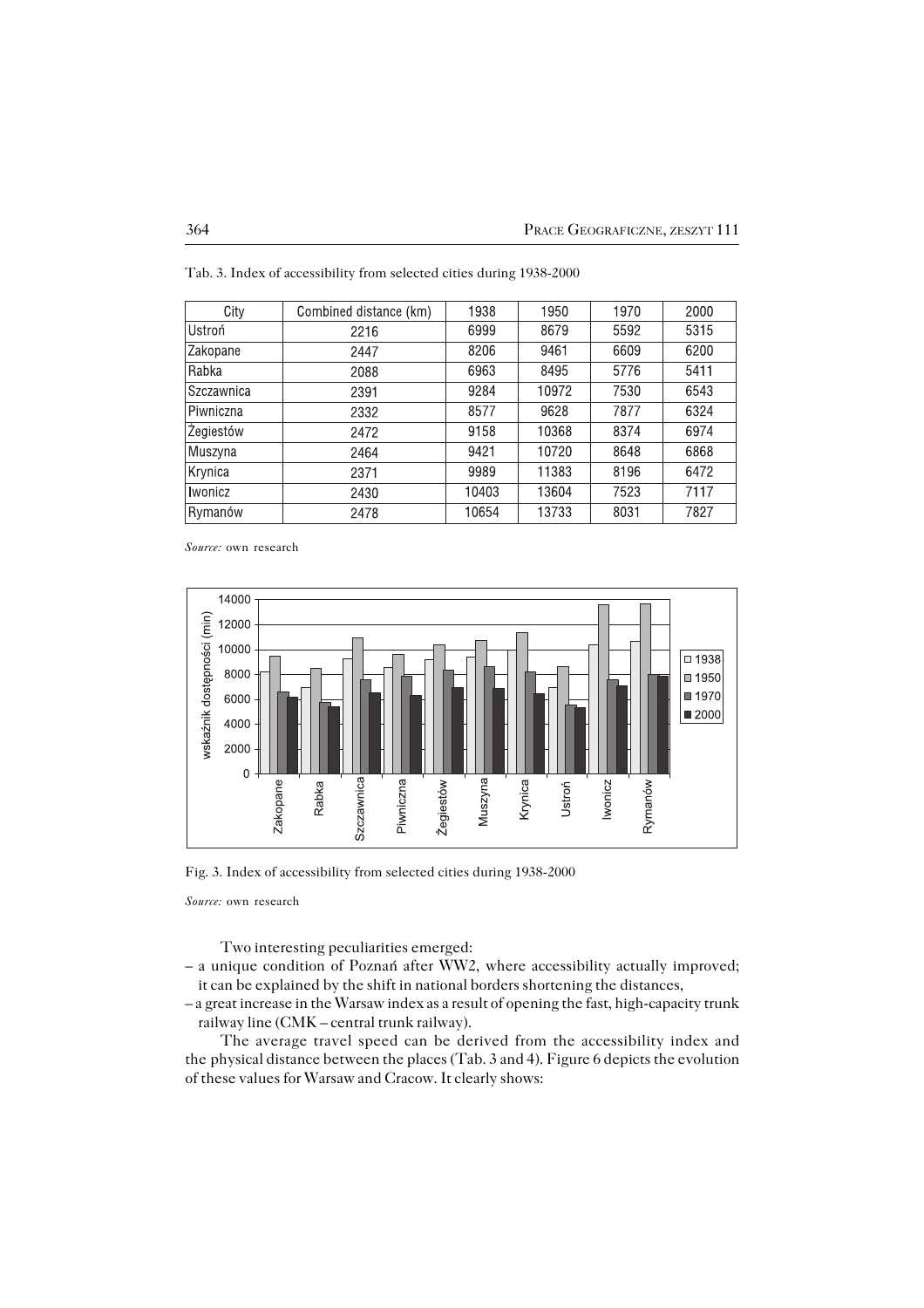Tab. 3. Index of accessibility from selected cities during 1938-2000

| City | Combined distance (km) | 1938 | 1950 | 1970 | 2000 |
|---|---|---|---|---|---|
| Ustroń | 2216 | 6999 | 8679 | 5592 | 5315 |
| Zakopane | 2447 | 8206 | 9461 | 6609 | 6200 |
| Rabka | 2088 | 6963 | 8495 | 5776 | 5411 |
| Szczawnica | 2391 | 9284 | 10972 | 7530 | 6543 |
| Piwniczna | 2332 | 8577 | 9628 | 7877 | 6324 |
| Żegiestów | 2472 | 9158 | 10368 | 8374 | 6974 |
| Muszyna | 2464 | 9421 | 10720 | 8648 | 6868 |
| Krynica | 2371 | 9989 | 11383 | 8196 | 6472 |
| Iwonicz | 2430 | 10403 | 13604 | 7523 | 7117 |
| Rymanów | 2478 | 10654 | 13733 | 8031 | 7827 |

*Source:* own research

Fig. 3. Index of accessibility from selected cities during 1938-2000

*Source:* own research

Two interesting peculiarities emerged:

– a unique condition of Poznań after WW2, where accessibility actually improved; it can be explained by the shift in national borders shortening the distances,

– a great increase in the Warsaw index as a result of opening the fast, high-capacity trunk railway line (CMK – central trunk railway).

The average travel speed can be derived from the accessibility index and the physical distance between the places (Tab. 3 and 4). Figure 6 depicts the evolution of these values for Warsaw and Cracow. It clearly shows: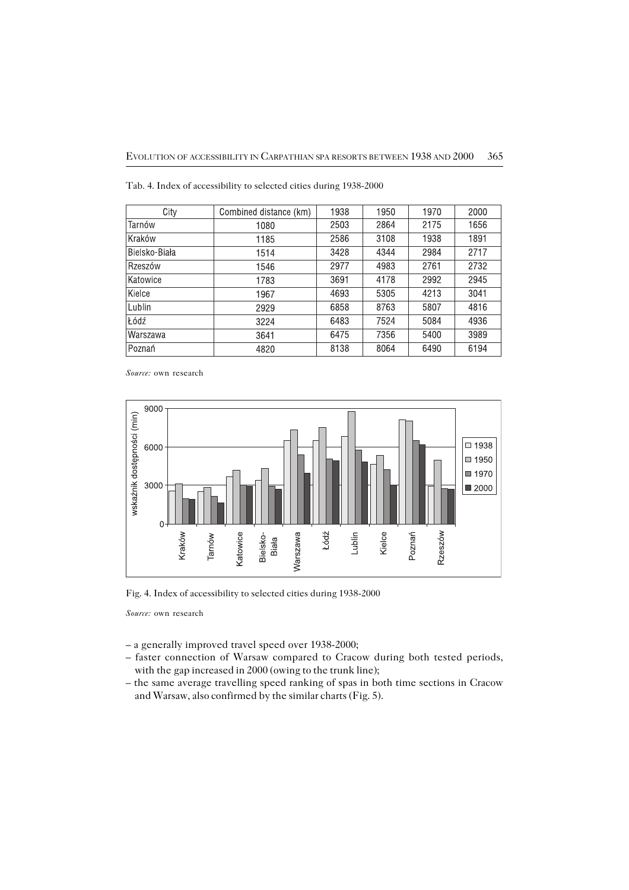Tab. 4. Index of accessibility to selected cities during 1938-2000

| City | Combined distance (km) | 1938 | 1950 | 1970 | 2000 |
|---|---|---|---|---|---|
| Tarnów | 1080 | 2503 | 2864 | 2175 | 1656 |
| Kraków | 1185 | 2586 | 3108 | 1938 | 1891 |
| Bielsko-Biała | 1514 | 3428 | 4344 | 2984 | 2717 |
| Rzeszów | 1546 | 2977 | 4983 | 2761 | 2732 |
| Katowice | 1783 | 3691 | 4178 | 2992 | 2945 |
| Kielce | 1967 | 4693 | 5305 | 4213 | 3041 |
| Lublin | 2929 | 6858 | 8763 | 5807 | 4816 |
| Łódź | 3224 | 6483 | 7524 | 5084 | 4936 |
| Warszawa | 3641 | 6475 | 7356 | 5400 | 3989 |
| Poznań | 4820 | 8138 | 8064 | 6490 | 6194 |

*Source:* own research

Fig. 4. Index of accessibility to selected cities during 1938-2000

*Source:* own research

– a generally improved travel speed over 1938-2000;
– faster connection of Warsaw compared to Cracow during both tested periods, with the gap increased in 2000 (owing to the trunk line);
– the same average travelling speed ranking of spas in both time sections in Cracow and Warsaw, also confirmed by the similar charts (Fig. 5).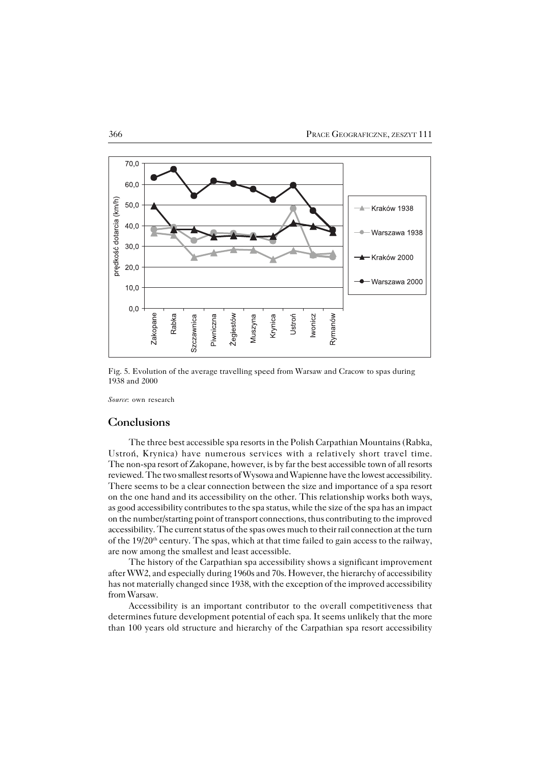Fig. 5. Evolution of the average travelling speed from Warsaw and Cracow to spas during 1938 and 2000

*Source*: own research

## Conclusions

The three best accessible spa resorts in the Polish Carpathian Mountains (Rabka, Ustroń, Krynica) have numerous services with a relatively short travel time. The non-spa resort of Zakopane, however, is by far the best accessible town of all resorts reviewed. The two smallest resorts of Wysowa and Wapienne have the lowest accessibility. There seems to be a clear connection between the size and importance of a spa resort on the one hand and its accessibility on the other. This relationship works both ways, as good accessibility contributes to the spa status, while the size of the spa has an impact on the number/starting point of transport connections, thus contributing to the improved accessibility. The current status of the spas owes much to their rail connection at the turn of the 19/20th century. The spas, which at that time failed to gain access to the railway, are now among the smallest and least accessible.

The history of the Carpathian spa accessibility shows a significant improvement after WW2, and especially during 1960s and 70s. However, the hierarchy of accessibility has not materially changed since 1938, with the exception of the improved accessibility from Warsaw.

Accessibility is an important contributor to the overall competitiveness that determines future development potential of each spa. It seems unlikely that the more than 100 years old structure and hierarchy of the Carpathian spa resort accessibility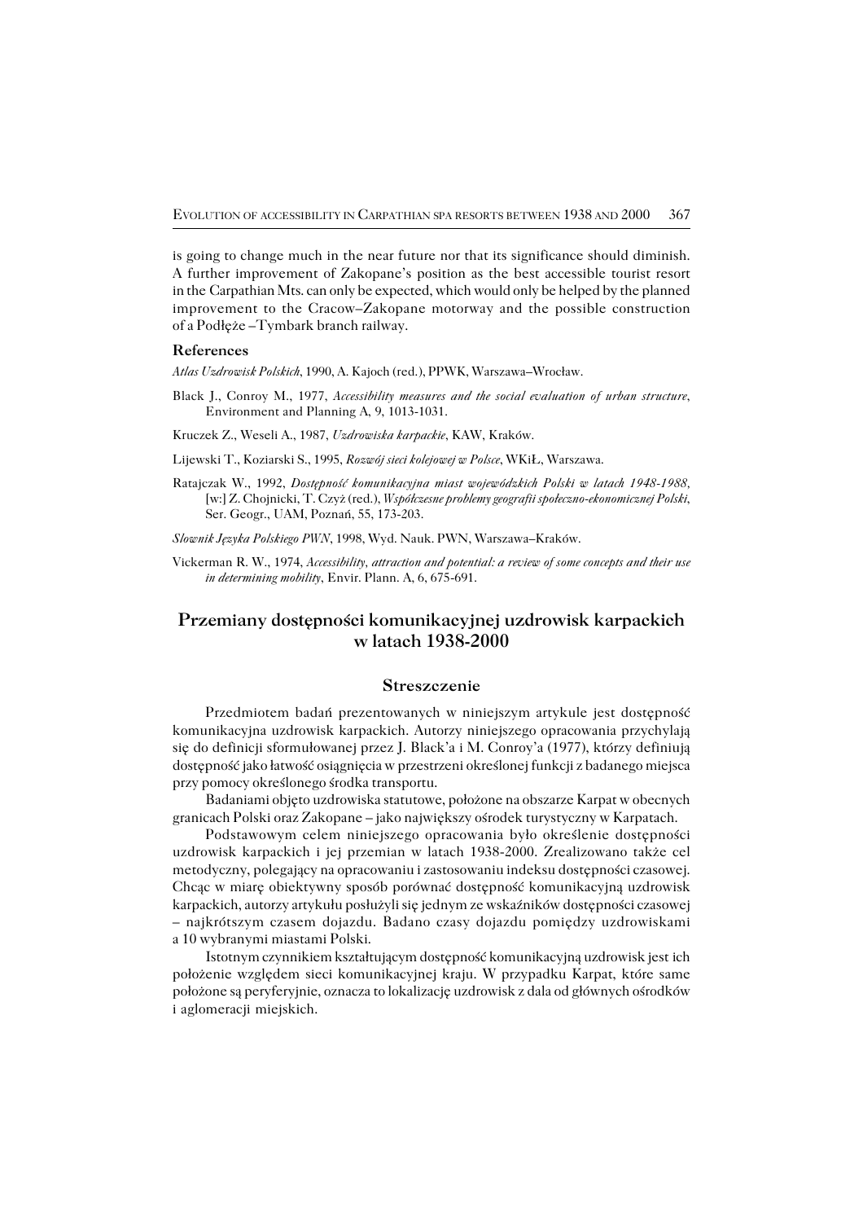is going to change much in the near future nor that its significance should diminish. A further improvement of Zakopane's position as the best accessible tourist resort in the Carpathian Mts. can only be expected, which would only be helped by the planned improvement to the Cracow–Zakopane motorway and the possible construction of a Podłęże –Tymbark branch railway.

### References

*Atlas Uzdrowisk Polskich*, 1990, A. Kajoch (red.), PPWK, Warszawa–Wrocław.

Black J., Conroy M., 1977, *Accessibility measures and the social evaluation of urban structure*, Environment and Planning A, 9, 1013-1031.

Kruczek Z., Weseli A., 1987, *Uzdrowiska karpackie*, KAW, Kraków.

Lijewski T., Koziarski S., 1995, *Rozwój sieci kolejowej w Polsce*, WKiŁ, Warszawa.

Ratajczak W., 1992, *Dostępność komunikacyjna miast wojewódzkich Polski w latach 1948-1988*, [w:] Z. Chojnicki, T. Czyż (red.), *Współczesne problemy geografii społeczno-ekonomicznej Polski*, Ser. Geogr., UAM, Poznań, 55, 173-203.

*Słownik Języka Polskiego PWN*, 1998, Wyd. Nauk. PWN, Warszawa–Kraków.

Vickerman R. W., 1974, *Accessibility, attraction and potential: a review of some concepts and their use in determining mobility*, Envir. Plann. A, 6, 675-691.

## Przemiany dostępności komunikacyjnej uzdrowisk karpackich w latach 1938-2000

### Streszczenie

Przedmiotem badań prezentowanych w niniejszym artykule jest dostępność komunikacyjna uzdrowisk karpackich. Autorzy niniejszego opracowania przychylają się do definicji sformułowanej przez J. Black'a i M. Conroy'a (1977), którzy definiują dostępność jako łatwość osiągnięcia w przestrzeni określonej funkcji z badanego miejsca przy pomocy określonego środka transportu.

Badaniami objęto uzdrowiska statutowe, położone na obszarze Karpat w obecnych granicach Polski oraz Zakopane – jako największy ośrodek turystyczny w Karpatach.

Podstawowym celem niniejszego opracowania było określenie dostępności uzdrowisk karpackich i jej przemian w latach 1938-2000. Zrealizowano także cel metodyczny, polegający na opracowaniu i zastosowaniu indeksu dostępności czasowej. Chcąc w miarę obiektywny sposób porównać dostępność komunikacyjną uzdrowisk karpackich, autorzy artykułu posłużyli się jednym ze wskaźników dostępności czasowej – najkrótszym czasem dojazdu. Badano czasy dojazdu pomiędzy uzdrowiskami a 10 wybranymi miastami Polski.

Istotnym czynnikiem kształtującym dostępność komunikacyjną uzdrowisk jest ich położenie względem sieci komunikacyjnej kraju. W przypadku Karpat, które same położone są peryferyjnie, oznacza to lokalizację uzdrowisk z dala od głównych ośrodków i aglomeracji miejskich.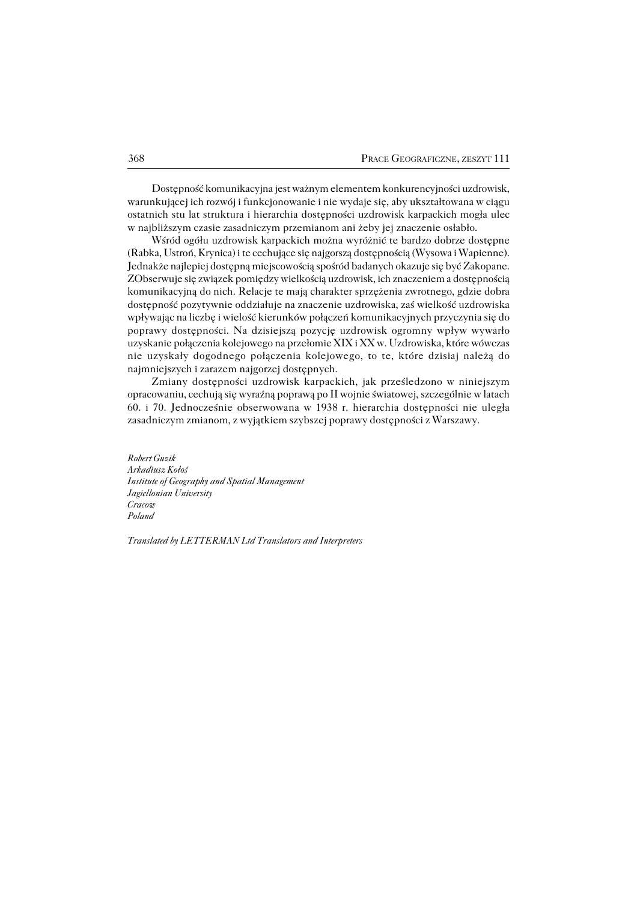Dostępność komunikacyjna jest ważnym elementem konkurencyjności uzdrowisk, warunkującej ich rozwój i funkcjonowanie i nie wydaje się, aby ukształtowana w ciągu ostatnich stu lat struktura i hierarchia dostępności uzdrowisk karpackich mogła ulec w najbliższym czasie zasadniczym przemianom ani żeby jej znaczenie osłabło.

Wśród ogółu uzdrowisk karpackich można wyróżnić te bardzo dobrze dostępne (Rabka, Ustroń, Krynica) i te cechujące się najgorszą dostępnością (Wysowa i Wapienne). Jednakże najlepiej dostępną miejscowością spośród badanych okazuje się być Zakopane. ZObserwuje się związek pomiędzy wielkością uzdrowisk, ich znaczeniem a dostępnością komunikacyjną do nich. Relacje te mają charakter sprzężenia zwrotnego, gdzie dobra dostępność pozytywnie oddziałuje na znaczenie uzdrowiska, zaś wielkość uzdrowiska wpływając na liczbę i wielość kierunków połączeń komunikacyjnych przyczynia się do poprawy dostępności. Na dzisiejszą pozycję uzdrowisk ogromny wpływ wywarło uzyskanie połączenia kolejowego na przełomie XIX i XX w. Uzdrowiska, które wówczas nie uzyskały dogodnego połączenia kolejowego, to te, które dzisiaj należą do najmniejszych i zarazem najgorzej dostępnych.

Zmiany dostępności uzdrowisk karpackich, jak prześledzono w niniejszym opracowaniu, cechują się wyraźną poprawą po II wojnie światowej, szczególnie w latach 60. i 70. Jednocześnie obserwowana w 1938 r. hierarchia dostępności nie uległa zasadniczym zmianom, z wyjątkiem szybszej poprawy dostępności z Warszawy.

*Robert Guzik*
*Arkadiusz Kołoś*
*Institute of Geography and Spatial Management*
*Jagiellonian University*
*Cracow*
*Poland*

*Translated by LETTERMAN Ltd Translators and Interpreters*